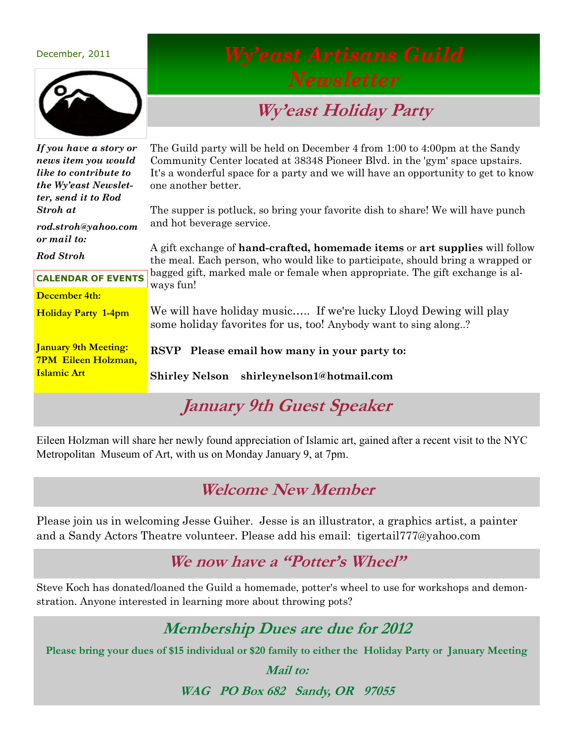December, 2011

# Wy'east Artisans Guild Newsletter

*If you have a story or news item you would like to contribute to the Wy'east Newsletter, send it to Rod Stroh at*

*rod.stroh@yahoo.com or mail to:*

*Rod Stroh*

**CALENDAR OF EVENTS**

**December 4th:**

**Holiday Party 1-4pm**

**January 9th Meeting: 7PM Eileen Holzman, Islamic Art**

## Wy'east Holiday Party

The Guild party will be held on December 4 from 1:00 to 4:00pm at the Sandy Community Center located at 38348 Pioneer Blvd. in the 'gym' space upstairs. It's a wonderful space for a party and we will have an opportunity to get to know one another better.

The supper is potluck, so bring your favorite dish to share! We will have punch and hot beverage service.

A gift exchange of **hand-crafted, homemade items** or **art supplies** will follow the meal. Each person, who would like to participate, should bring a wrapped or bagged gift, marked male or female when appropriate. The gift exchange is always fun!

We will have holiday music….. If we're lucky Lloyd Dewing will play some holiday favorites for us, too! Anybody want to sing along..?

**RSVP Please email how many in your party to:**

**Shirley Nelson shirleynelson1@hotmail.com**

## January 9th Guest Speaker

Eileen Holzman will share her newly found appreciation of Islamic art, gained after a recent visit to the NYC Metropolitan Museum of Art, with us on Monday January 9, at 7pm.

## Welcome New Member

Please join us in welcoming Jesse Guiher. Jesse is an illustrator, a graphics artist, a painter and a Sandy Actors Theatre volunteer. Please add his email: tigertail777@yahoo.com

## We now have a "Potter's Wheel"

Steve Koch has donated/loaned the Guild a homemade, potter's wheel to use for workshops and demonstration. Anyone interested in learning more about throwing pots?

## Membership Dues are due for 2012

**Please bring your dues of $15 individual or $20 family to either the Holiday Party or January Meeting**

***Mail to:***

***WAG PO Box 682 Sandy, OR 97055***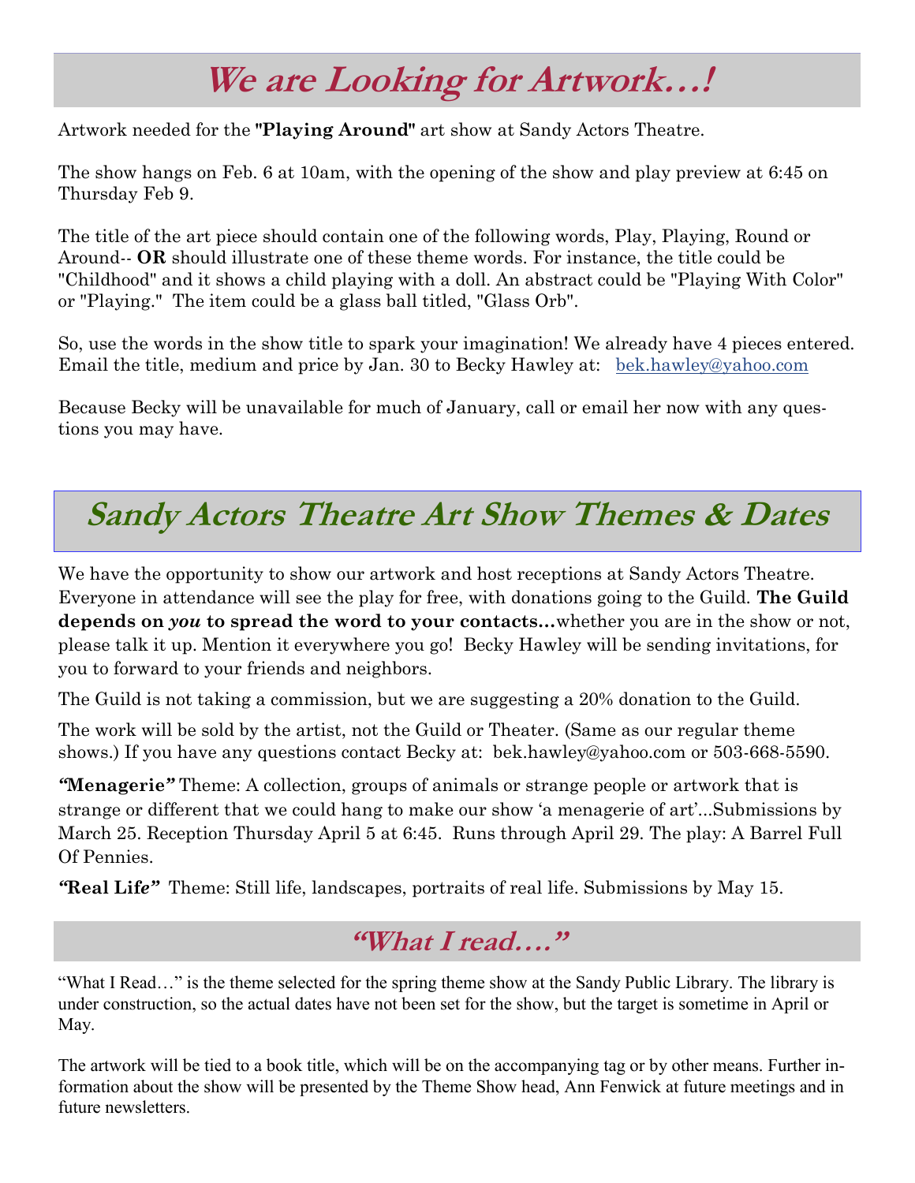# We are Looking for Artwork…!

Artwork needed for the **"Playing Around"** art show at Sandy Actors Theatre.

The show hangs on Feb. 6 at 10am, with the opening of the show and play preview at 6:45 on Thursday Feb 9.

The title of the art piece should contain one of the following words, Play, Playing, Round or Around-- **OR** should illustrate one of these theme words. For instance, the title could be "Childhood" and it shows a child playing with a doll. An abstract could be "Playing With Color" or "Playing." The item could be a glass ball titled, "Glass Orb".

So, use the words in the show title to spark your imagination! We already have 4 pieces entered. Email the title, medium and price by Jan. 30 to Becky Hawley at: bek.hawley@yahoo.com

Because Becky will be unavailable for much of January, call or email her now with any questions you may have.

# Sandy Actors Theatre Art Show Themes & Dates

We have the opportunity to show our artwork and host receptions at Sandy Actors Theatre. Everyone in attendance will see the play for free, with donations going to the Guild. **The Guild depends on *you* to spread the word to your contacts…** whether you are in the show or not, please talk it up. Mention it everywhere you go! Becky Hawley will be sending invitations, for you to forward to your friends and neighbors.

The Guild is not taking a commission, but we are suggesting a 20% donation to the Guild.

The work will be sold by the artist, not the Guild or Theater. (Same as our regular theme shows.) If you have any questions contact Becky at: bek.hawley@yahoo.com or 503-668-5590.

***"Menagerie"*** Theme: A collection, groups of animals or strange people or artwork that is strange or different that we could hang to make our show 'a menagerie of art'…Submissions by March 25. Reception Thursday April 5 at 6:45. Runs through April 29. The play: A Barrel Full Of Pennies.

***"Real Life"*** Theme: Still life, landscapes, portraits of real life. Submissions by May 15.

# "What I read…."

"What I Read…" is the theme selected for the spring theme show at the Sandy Public Library. The library is under construction, so the actual dates have not been set for the show, but the target is sometime in April or May.

The artwork will be tied to a book title, which will be on the accompanying tag or by other means. Further information about the show will be presented by the Theme Show head, Ann Fenwick at future meetings and in future newsletters.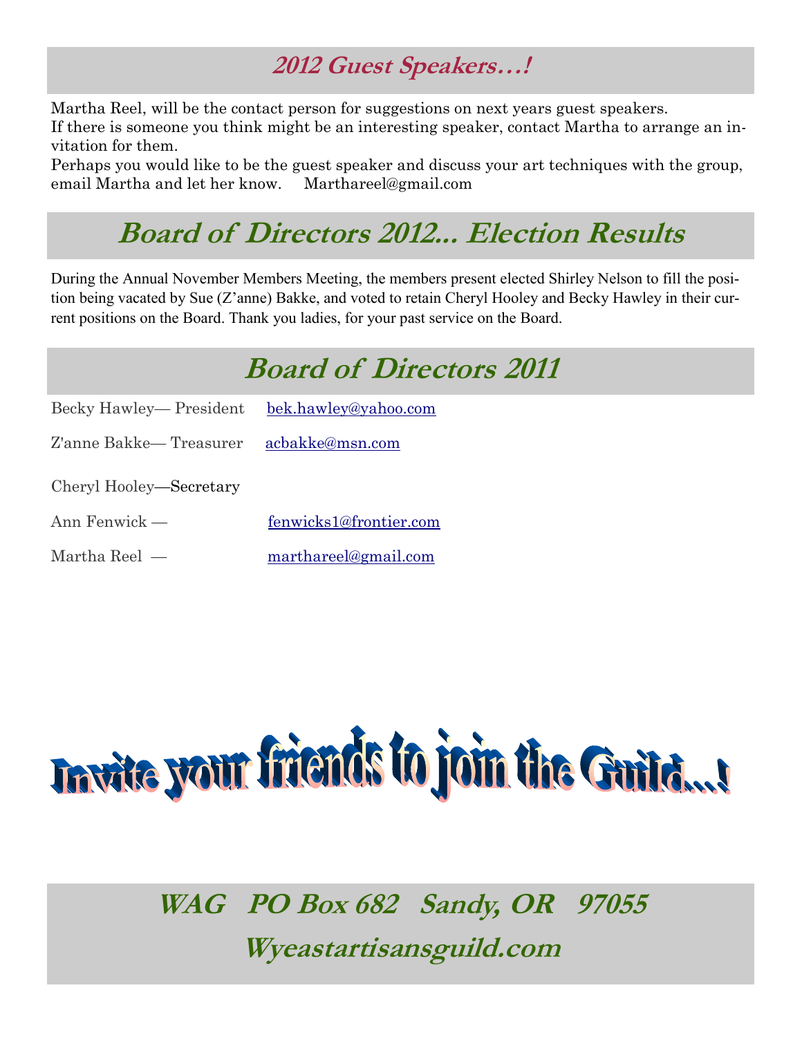## *2012 Guest Speakers…!*

Martha Reel, will be the contact person for suggestions on next years guest speakers.
If there is someone you think might be an interesting speaker, contact Martha to arrange an invitation for them.
Perhaps you would like to be the guest speaker and discuss your art techniques with the group, email Martha and let her know. Marthareel@gmail.com

## *Board of Directors 2012... Election Results*

During the Annual November Members Meeting, the members present elected Shirley Nelson to fill the position being vacated by Sue (Z'anne) Bakke, and voted to retain Cheryl Hooley and Becky Hawley in their current positions on the Board. Thank you ladies, for your past service on the Board.

## *Board of Directors 2011*

| | |
|---|---|
| Becky Hawley— President | bek.hawley@yahoo.com |
| Z'anne Bakke— Treasurer | acbakke@msn.com |
| Cheryl Hooley—Secretary | |
| Ann Fenwick — | fenwicks1@frontier.com |
| Martha Reel — | marthareel@gmail.com |

# Invite your friends to join the Guild…!

## *WAG PO Box 682 Sandy, OR 97055*

## *Wyeastartisansguild.com*